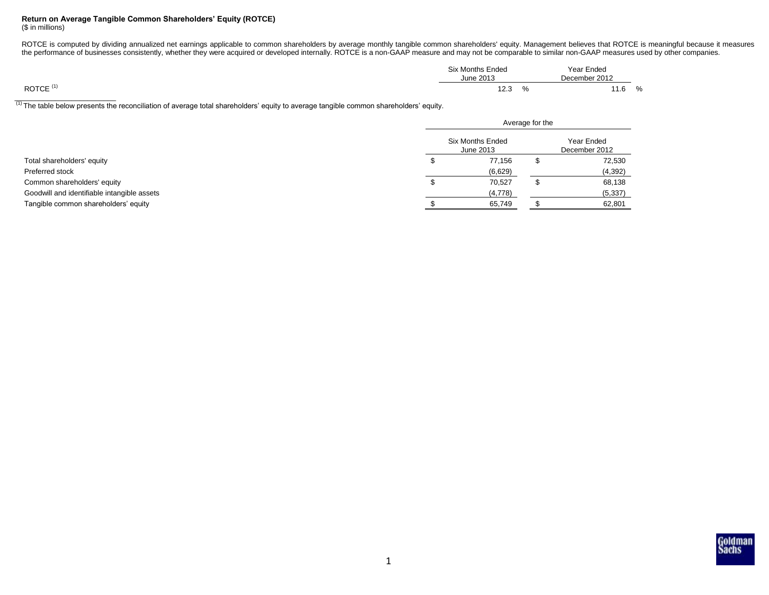**Return on Average Tangible Common Shareholders' Equity (ROTCE)**
($ in millions)

ROTCE is computed by dividing annualized net earnings applicable to common shareholders by average monthly tangible common shareholders' equity. Management believes that ROTCE is meaningful because it measures the performance of businesses consistently, whether they were acquired or developed internally. ROTCE is a non-GAAP measure and may not be comparable to similar non-GAAP measures used by other companies.

| | Six Months Ended June 2013 | Year Ended December 2012 |
|---|---|---|
| ROTCE [(1)] | 12.3 % | 11.6 % |

[(1)] The table below presents the reconciliation of average total shareholders' equity to average tangible common shareholders' equity.

| | Average for the | |
|---|---|---|
| | Six Months Ended June 2013 | Year Ended December 2012 |
| Total shareholders' equity | $ 77,156 | $ 72,530 |
| Preferred stock | (6,629) | (4,392) |
| Common shareholders' equity | $ 70,527 | $ 68,138 |
| Goodwill and identifiable intangible assets | (4,778) | (5,337) |
| Tangible common shareholders' equity | $ 65,749 | $ 62,801 |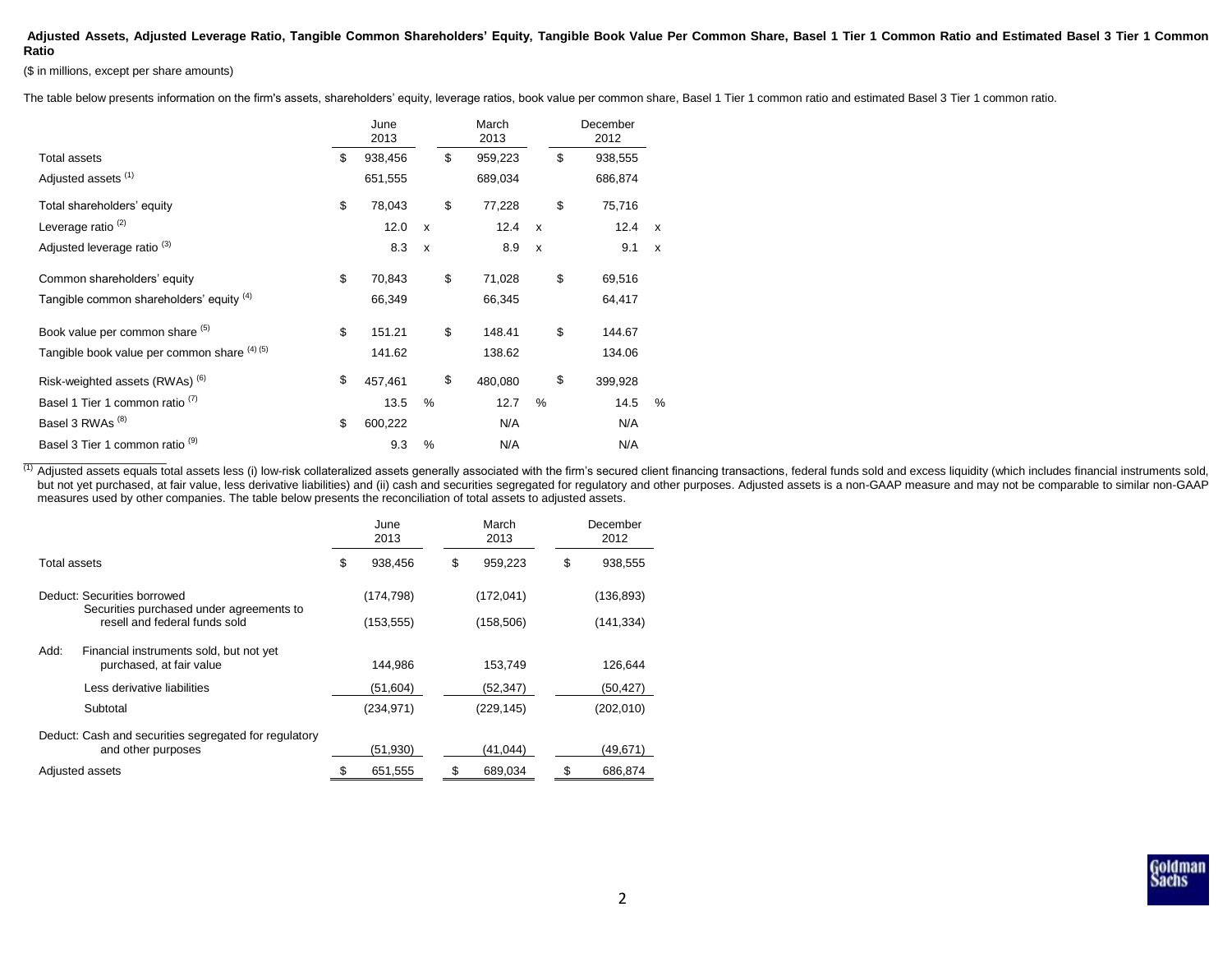**Adjusted Assets, Adjusted Leverage Ratio, Tangible Common Shareholders' Equity, Tangible Book Value Per Common Share, Basel 1 Tier 1 Common Ratio and Estimated Basel 3 Tier 1 Common Ratio**

($ in millions, except per share amounts)

The table below presents information on the firm's assets, shareholders' equity, leverage ratios, book value per common share, Basel 1 Tier 1 common ratio and estimated Basel 3 Tier 1 common ratio.

| | June 2013 | March 2013 | December 2012 |
|---|---|---|---|
| Total assets | $ 938,456 | $ 959,223 | $ 938,555 |
| Adjusted assets [(1)] | 651,555 | 689,034 | 686,874 |
| Total shareholders' equity | $ 78,043 | $ 77,228 | $ 75,716 |
| Leverage ratio [(2)] | 12.0 x | 12.4 x | 12.4 x |
| Adjusted leverage ratio [(3)] | 8.3 x | 8.9 x | 9.1 x |
| Common shareholders' equity | $ 70,843 | $ 71,028 | $ 69,516 |
| Tangible common shareholders' equity [(4)] | 66,349 | 66,345 | 64,417 |
| Book value per common share [(5)] | $ 151.21 | $ 148.41 | $ 144.67 |
| Tangible book value per common share [(4) (5)] | 141.62 | 138.62 | 134.06 |
| Risk-weighted assets (RWAs) [(6)] | $ 457,461 | $ 480,080 | $ 399,928 |
| Basel 1 Tier 1 common ratio [(7)] | 13.5 % | 12.7 % | 14.5 % |
| Basel 3 RWAs [(8)] | $ 600,222 | N/A | N/A |
| Basel 3 Tier 1 common ratio [(9)] | 9.3 % | N/A | N/A |

[(1)] Adjusted assets equals total assets less (i) low-risk collateralized assets generally associated with the firm's secured client financing transactions, federal funds sold and excess liquidity (which includes financial instruments sold, but not yet purchased, at fair value, less derivative liabilities) and (ii) cash and securities segregated for regulatory and other purposes. Adjusted assets is a non-GAAP measure and may not be comparable to similar non-GAAP measures used by other companies. The table below presents the reconciliation of total assets to adjusted assets.

| | June 2013 | March 2013 | December 2012 |
|---|---|---|---|
| Total assets | $ 938,456 | $ 959,223 | $ 938,555 |
| Deduct: Securities borrowed | (174,798) | (172,041) | (136,893) |
| Securities purchased under agreements to resell and federal funds sold | (153,555) | (158,506) | (141,334) |
| Add: Financial instruments sold, but not yet purchased, at fair value | 144,986 | 153,749 | 126,644 |
| Less derivative liabilities | (51,604) | (52,347) | (50,427) |
| Subtotal | (234,971) | (229,145) | (202,010) |
| Deduct: Cash and securities segregated for regulatory and other purposes | (51,930) | (41,044) | (49,671) |
| Adjusted assets | $ 651,555 | $ 689,034 | $ 686,874 |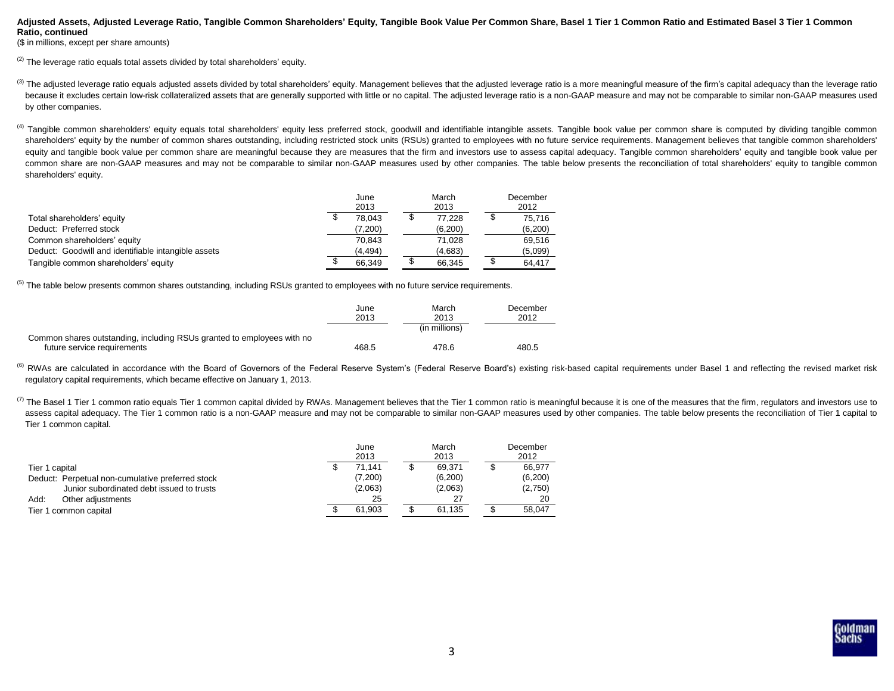**Adjusted Assets, Adjusted Leverage Ratio, Tangible Common Shareholders' Equity, Tangible Book Value Per Common Share, Basel 1 Tier 1 Common Ratio and Estimated Basel 3 Tier 1 Common Ratio, continued**

($ in millions, except per share amounts)

[2] The leverage ratio equals total assets divided by total shareholders' equity.

[3] The adjusted leverage ratio equals adjusted assets divided by total shareholders' equity. Management believes that the adjusted leverage ratio is a more meaningful measure of the firm's capital adequacy than the leverage ratio because it excludes certain low-risk collateralized assets that are generally supported with little or no capital. The adjusted leverage ratio is a non-GAAP measure and may not be comparable to similar non-GAAP measures used by other companies.

[4] Tangible common shareholders' equity equals total shareholders' equity less preferred stock, goodwill and identifiable intangible assets. Tangible book value per common share is computed by dividing tangible common shareholders' equity by the number of common shares outstanding, including restricted stock units (RSUs) granted to employees with no future service requirements. Management believes that tangible common shareholders' equity and tangible book value per common share are meaningful because they are measures that the firm and investors use to assess capital adequacy. Tangible common shareholders' equity and tangible book value per common share are non-GAAP measures and may not be comparable to similar non-GAAP measures used by other companies. The table below presents the reconciliation of total shareholders' equity to tangible common shareholders' equity.

| | June 2013 | March 2013 | December 2012 |
|---|---|---|---|
| Total shareholders' equity | $ 78,043 | $ 77,228 | $ 75,716 |
| Deduct: Preferred stock | (7,200) | (6,200) | (6,200) |
| Common shareholders' equity | 70,843 | 71,028 | 69,516 |
| Deduct: Goodwill and identifiable intangible assets | (4,494) | (4,683) | (5,099) |
| Tangible common shareholders' equity | $ 66,349 | $ 66,345 | $ 64,417 |

[5] The table below presents common shares outstanding, including RSUs granted to employees with no future service requirements.

| | June 2013 | March 2013 | December 2012 |
|---|---|---|---|
| | | (in millions) | |
| Common shares outstanding, including RSUs granted to employees with no future service requirements | 468.5 | 478.6 | 480.5 |

[6] RWAs are calculated in accordance with the Board of Governors of the Federal Reserve System's (Federal Reserve Board's) existing risk-based capital requirements under Basel 1 and reflecting the revised market risk regulatory capital requirements, which became effective on January 1, 2013.

[7] The Basel 1 Tier 1 common ratio equals Tier 1 common capital divided by RWAs. Management believes that the Tier 1 common ratio is meaningful because it is one of the measures that the firm, regulators and investors use to assess capital adequacy. The Tier 1 common ratio is a non-GAAP measure and may not be comparable to similar non-GAAP measures used by other companies. The table below presents the reconciliation of Tier 1 capital to Tier 1 common capital.

| | June 2013 | March 2013 | December 2012 |
|---|---|---|---|
| Tier 1 capital | $ 71,141 | $ 69,371 | $ 66,977 |
| Deduct: Perpetual non-cumulative preferred stock | (7,200) | (6,200) | (6,200) |
| Junior subordinated debt issued to trusts | (2,063) | (2,063) | (2,750) |
| Add: Other adjustments | 25 | 27 | 20 |
| Tier 1 common capital | $ 61,903 | $ 61,135 | $ 58,047 |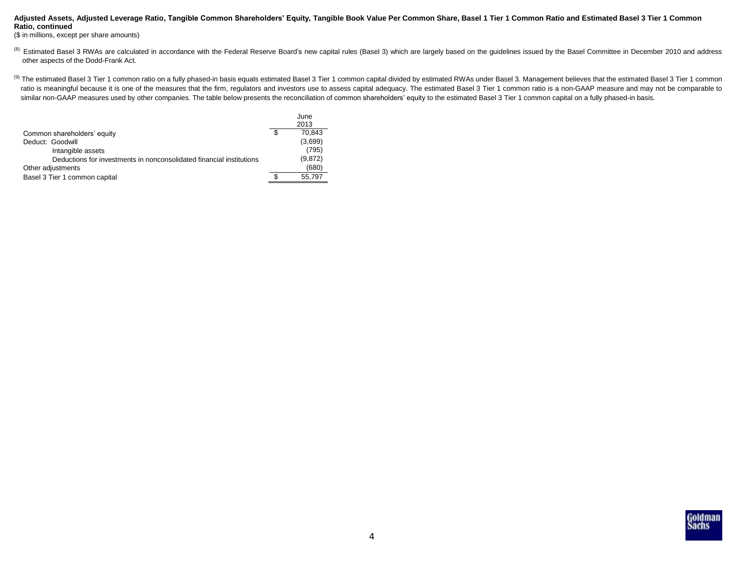**Adjusted Assets, Adjusted Leverage Ratio, Tangible Common Shareholders' Equity, Tangible Book Value Per Common Share, Basel 1 Tier 1 Common Ratio and Estimated Basel 3 Tier 1 Common Ratio, continued**

($ in millions, except per share amounts)

(8). Estimated Basel 3 RWAs are calculated in accordance with the Federal Reserve Board's new capital rules (Basel 3) which are largely based on the guidelines issued by the Basel Committee in December 2010 and address other aspects of the Dodd-Frank Act.

(9) The estimated Basel 3 Tier 1 common ratio on a fully phased-in basis equals estimated Basel 3 Tier 1 common capital divided by estimated RWAs under Basel 3. Management believes that the estimated Basel 3 Tier 1 common ratio is meaningful because it is one of the measures that the firm, regulators and investors use to assess capital adequacy. The estimated Basel 3 Tier 1 common ratio is a non-GAAP measure and may not be comparable to similar non-GAAP measures used by other companies. The table below presents the reconciliation of common shareholders' equity to the estimated Basel 3 Tier 1 common capital on a fully phased-in basis.

| | June 2013 |
|---|---|
| Common shareholders' equity | $ 70,843 |
| Deduct: Goodwill | (3,699) |
| Intangible assets | (795) |
| Deductions for investments in nonconsolidated financial institutions | (9,872) |
| Other adjustments | (680) |
| Basel 3 Tier 1 common capital | $ 55,797 |